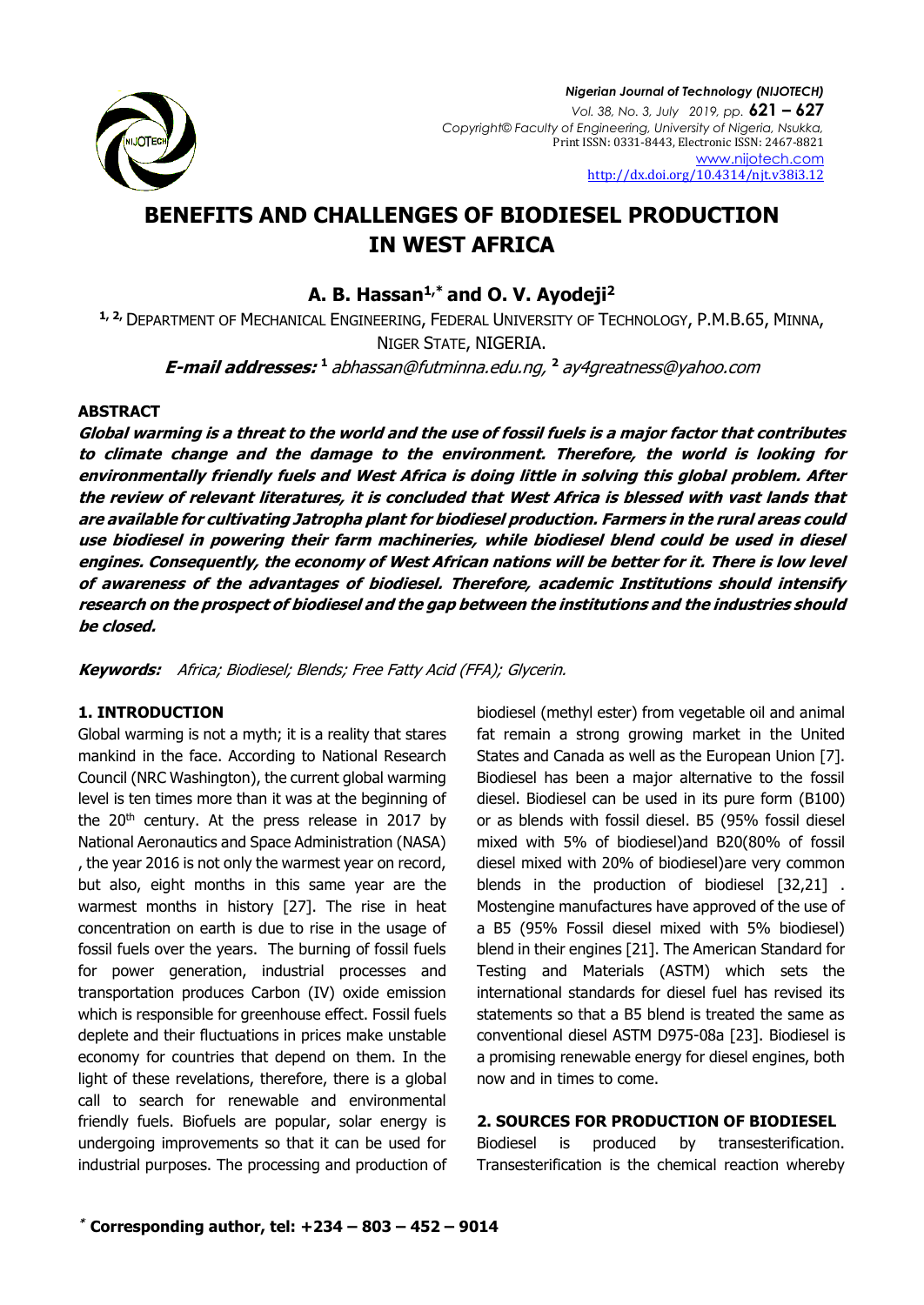# BENEFITS AND CHALLENGES OF BIODIESEL PRODUCTION IN WEST AFRICA

**A. B. Hassan[1,*] and O. V. Ayodeji[2]**

[1, 2] DEPARTMENT OF MECHANICAL ENGINEERING, FEDERAL UNIVERSITY OF TECHNOLOGY, P.M.B.65, MINNA, NIGER STATE, NIGERIA.

***E-mail addresses:*** [1] *abhassan@futminna.edu.ng,* [2] *ay4greatness@yahoo.com*

## ABSTRACT

***Global warming is a threat to the world and the use of fossil fuels is a major factor that contributes to climate change and the damage to the environment. Therefore, the world is looking for environmentally friendly fuels and West Africa is doing little in solving this global problem. After the review of relevant literatures, it is concluded that West Africa is blessed with vast lands that are available for cultivating Jatropha plant for biodiesel production. Farmers in the rural areas could use biodiesel in powering their farm machineries, while biodiesel blend could be used in diesel engines. Consequently, the economy of West African nations will be better for it. There is low level of awareness of the advantages of biodiesel. Therefore, academic Institutions should intensify research on the prospect of biodiesel and the gap between the institutions and the industries should be closed.***

***Keywords:*** *Africa; Biodiesel; Blends; Free Fatty Acid (FFA); Glycerin.*

## 1. INTRODUCTION

Global warming is not a myth; it is a reality that stares mankind in the face. According to National Research Council (NRC Washington), the current global warming level is ten times more than it was at the beginning of the 20th century. At the press release in 2017 by National Aeronautics and Space Administration (NASA) , the year 2016 is not only the warmest year on record, but also, eight months in this same year are the warmest months in history [27]. The rise in heat concentration on earth is due to rise in the usage of fossil fuels over the years. The burning of fossil fuels for power generation, industrial processes and transportation produces Carbon (IV) oxide emission which is responsible for greenhouse effect. Fossil fuels deplete and their fluctuations in prices make unstable economy for countries that depend on them. In the light of these revelations, therefore, there is a global call to search for renewable and environmental friendly fuels. Biofuels are popular, solar energy is undergoing improvements so that it can be used for industrial purposes. The processing and production of biodiesel (methyl ester) from vegetable oil and animal fat remain a strong growing market in the United States and Canada as well as the European Union [7]. Biodiesel has been a major alternative to the fossil diesel. Biodiesel can be used in its pure form (B100) or as blends with fossil diesel. B5 (95% fossil diesel mixed with 5% of biodiesel)and B20(80% of fossil diesel mixed with 20% of biodiesel)are very common blends in the production of biodiesel [32,21] . Mostengine manufactures have approved of the use of a B5 (95% Fossil diesel mixed with 5% biodiesel) blend in their engines [21]. The American Standard for Testing and Materials (ASTM) which sets the international standards for diesel fuel has revised its statements so that a B5 blend is treated the same as conventional diesel ASTM D975-08a [23]. Biodiesel is a promising renewable energy for diesel engines, both now and in times to come.

## 2. SOURCES FOR PRODUCTION OF BIODIESEL

Biodiesel is produced by transesterification. Transesterification is the chemical reaction whereby

[*] **Corresponding author, tel: +234 – 803 – 452 – 9014**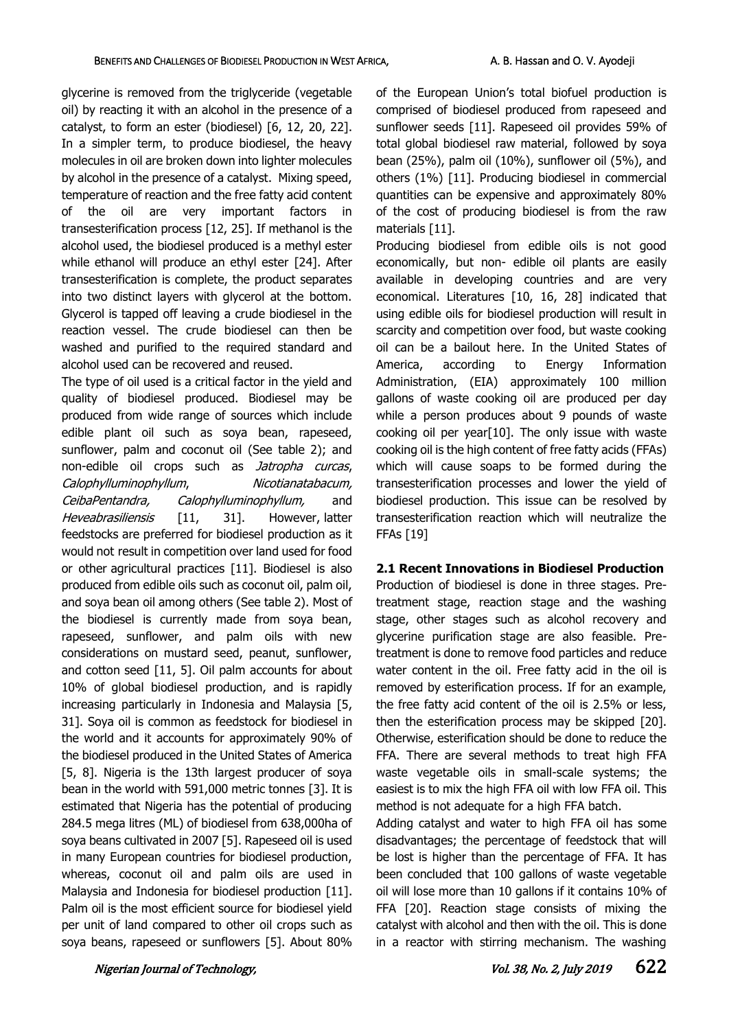glycerine is removed from the triglyceride (vegetable oil) by reacting it with an alcohol in the presence of a catalyst, to form an ester (biodiesel) [6, 12, 20, 22]. In a simpler term, to produce biodiesel, the heavy molecules in oil are broken down into lighter molecules by alcohol in the presence of a catalyst. Mixing speed, temperature of reaction and the free fatty acid content of the oil are very important factors in transesterification process [12, 25]. If methanol is the alcohol used, the biodiesel produced is a methyl ester while ethanol will produce an ethyl ester [24]. After transesterification is complete, the product separates into two distinct layers with glycerol at the bottom. Glycerol is tapped off leaving a crude biodiesel in the reaction vessel. The crude biodiesel can then be washed and purified to the required standard and alcohol used can be recovered and reused.

The type of oil used is a critical factor in the yield and quality of biodiesel produced. Biodiesel may be produced from wide range of sources which include edible plant oil such as soya bean, rapeseed, sunflower, palm and coconut oil (See table 2); and non-edible oil crops such as *Jatropha curcas*, *Calophylluminophyllum*, *Nicotianatabacum*, *CeibaPentandra*, *Calophylluminophyllum*, and *Heveabrasiliensis* [11, 31]. However, latter feedstocks are preferred for biodiesel production as it would not result in competition over land used for food or other agricultural practices [11]. Biodiesel is also produced from edible oils such as coconut oil, palm oil, and soya bean oil among others (See table 2). Most of the biodiesel is currently made from soya bean, rapeseed, sunflower, and palm oils with new considerations on mustard seed, peanut, sunflower, and cotton seed [11, 5]. Oil palm accounts for about 10% of global biodiesel production, and is rapidly increasing particularly in Indonesia and Malaysia [5, 31]. Soya oil is common as feedstock for biodiesel in the world and it accounts for approximately 90% of the biodiesel produced in the United States of America [5, 8]. Nigeria is the 13th largest producer of soya bean in the world with 591,000 metric tonnes [3]. It is estimated that Nigeria has the potential of producing 284.5 mega litres (ML) of biodiesel from 638,000ha of soya beans cultivated in 2007 [5]. Rapeseed oil is used in many European countries for biodiesel production, whereas, coconut oil and palm oils are used in Malaysia and Indonesia for biodiesel production [11]. Palm oil is the most efficient source for biodiesel yield per unit of land compared to other oil crops such as soya beans, rapeseed or sunflowers [5]. About 80% of the European Union's total biofuel production is comprised of biodiesel produced from rapeseed and sunflower seeds [11]. Rapeseed oil provides 59% of total global biodiesel raw material, followed by soya bean (25%), palm oil (10%), sunflower oil (5%), and others (1%) [11]. Producing biodiesel in commercial quantities can be expensive and approximately 80% of the cost of producing biodiesel is from the raw materials [11].

Producing biodiesel from edible oils is not good economically, but non- edible oil plants are easily available in developing countries and are very economical. Literatures [10, 16, 28] indicated that using edible oils for biodiesel production will result in scarcity and competition over food, but waste cooking oil can be a bailout here. In the United States of America, according to Energy Information Administration, (EIA) approximately 100 million gallons of waste cooking oil are produced per day while a person produces about 9 pounds of waste cooking oil per year[10]. The only issue with waste cooking oil is the high content of free fatty acids (FFAs) which will cause soaps to be formed during the transesterification processes and lower the yield of biodiesel production. This issue can be resolved by transesterification reaction which will neutralize the FFAs [19]

### 2.1 Recent Innovations in Biodiesel Production

Production of biodiesel is done in three stages. Pre-treatment stage, reaction stage and the washing stage, other stages such as alcohol recovery and glycerine purification stage are also feasible. Pre-treatment is done to remove food particles and reduce water content in the oil. Free fatty acid in the oil is removed by esterification process. If for an example, the free fatty acid content of the oil is 2.5% or less, then the esterification process may be skipped [20]. Otherwise, esterification should be done to reduce the FFA. There are several methods to treat high FFA waste vegetable oils in small-scale systems; the easiest is to mix the high FFA oil with low FFA oil. This method is not adequate for a high FFA batch.

Adding catalyst and water to high FFA oil has some disadvantages; the percentage of feedstock that will be lost is higher than the percentage of FFA. It has been concluded that 100 gallons of waste vegetable oil will lose more than 10 gallons if it contains 10% of FFA [20]. Reaction stage consists of mixing the catalyst with alcohol and then with the oil. This is done in a reactor with stirring mechanism. The washing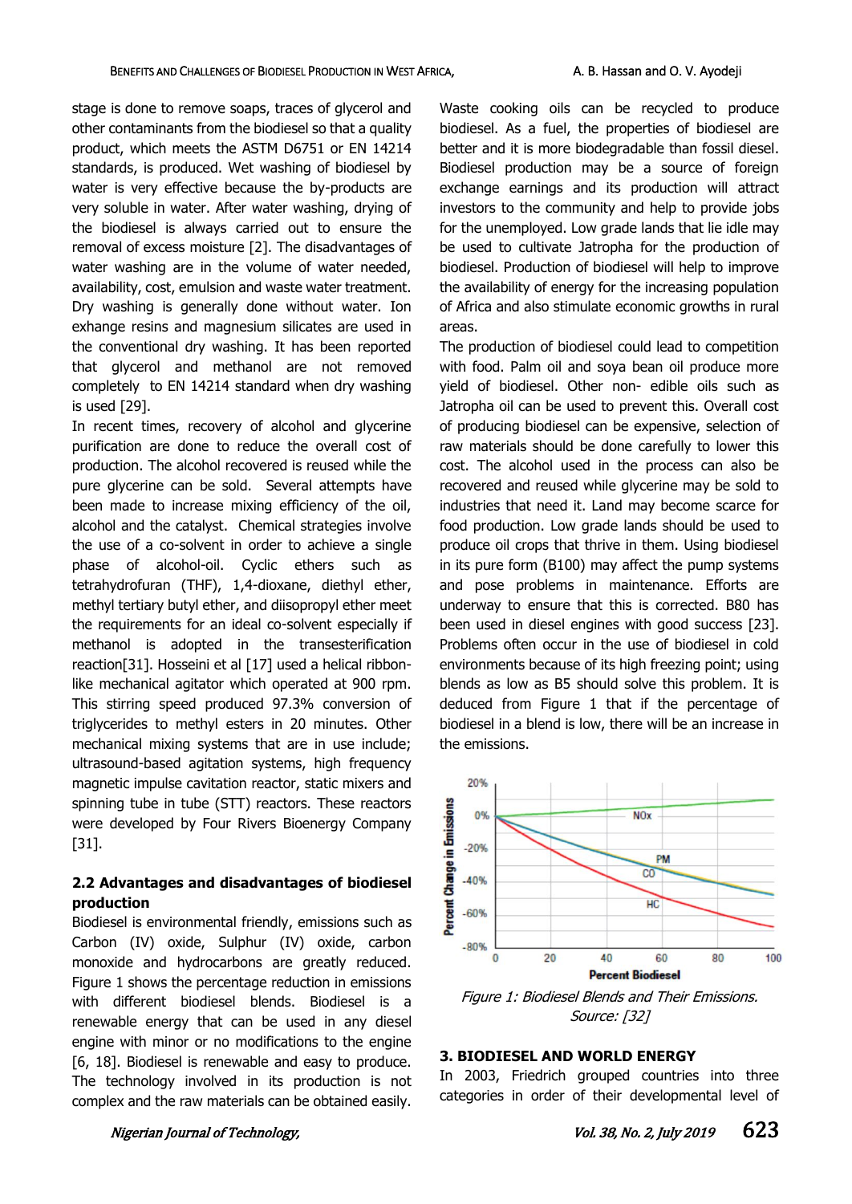stage is done to remove soaps, traces of glycerol and other contaminants from the biodiesel so that a quality product, which meets the ASTM D6751 or EN 14214 standards, is produced. Wet washing of biodiesel by water is very effective because the by-products are very soluble in water. After water washing, drying of the biodiesel is always carried out to ensure the removal of excess moisture [2]. The disadvantages of water washing are in the volume of water needed, availability, cost, emulsion and waste water treatment. Dry washing is generally done without water. Ion exhange resins and magnesium silicates are used in the conventional dry washing. It has been reported that glycerol and methanol are not removed completely to EN 14214 standard when dry washing is used [29].

In recent times, recovery of alcohol and glycerine purification are done to reduce the overall cost of production. The alcohol recovered is reused while the pure glycerine can be sold. Several attempts have been made to increase mixing efficiency of the oil, alcohol and the catalyst. Chemical strategies involve the use of a co-solvent in order to achieve a single phase of alcohol-oil. Cyclic ethers such as tetrahydrofuran (THF), 1,4-dioxane, diethyl ether, methyl tertiary butyl ether, and diisopropyl ether meet the requirements for an ideal co-solvent especially if methanol is adopted in the transesterification reaction[31]. Hosseini et al [17] used a helical ribbon-like mechanical agitator which operated at 900 rpm. This stirring speed produced 97.3% conversion of triglycerides to methyl esters in 20 minutes. Other mechanical mixing systems that are in use include; ultrasound-based agitation systems, high frequency magnetic impulse cavitation reactor, static mixers and spinning tube in tube (STT) reactors. These reactors were developed by Four Rivers Bioenergy Company [31].

### 2.2 Advantages and disadvantages of biodiesel production

Biodiesel is environmental friendly, emissions such as Carbon (IV) oxide, Sulphur (IV) oxide, carbon monoxide and hydrocarbons are greatly reduced. Figure 1 shows the percentage reduction in emissions with different biodiesel blends. Biodiesel is a renewable energy that can be used in any diesel engine with minor or no modifications to the engine [6, 18]. Biodiesel is renewable and easy to produce. The technology involved in its production is not complex and the raw materials can be obtained easily. Waste cooking oils can be recycled to produce biodiesel. As a fuel, the properties of biodiesel are better and it is more biodegradable than fossil diesel. Biodiesel production may be a source of foreign exchange earnings and its production will attract investors to the community and help to provide jobs for the unemployed. Low grade lands that lie idle may be used to cultivate Jatropha for the production of biodiesel. Production of biodiesel will help to improve the availability of energy for the increasing population of Africa and also stimulate economic growths in rural areas.

The production of biodiesel could lead to competition with food. Palm oil and soya bean oil produce more yield of biodiesel. Other non- edible oils such as Jatropha oil can be used to prevent this. Overall cost of producing biodiesel can be expensive, selection of raw materials should be done carefully to lower this cost. The alcohol used in the process can also be recovered and reused while glycerine may be sold to industries that need it. Land may become scarce for food production. Low grade lands should be used to produce oil crops that thrive in them. Using biodiesel in its pure form (B100) may affect the pump systems and pose problems in maintenance. Efforts are underway to ensure that this is corrected. B80 has been used in diesel engines with good success [23]. Problems often occur in the use of biodiesel in cold environments because of its high freezing point; using blends as low as B5 should solve this problem. It is deduced from Figure 1 that if the percentage of biodiesel in a blend is low, there will be an increase in the emissions.

*Figure 1: Biodiesel Blends and Their Emissions. Source: [32]*

## 3. BIODIESEL AND WORLD ENERGY

In 2003, Friedrich grouped countries into three categories in order of their developmental level of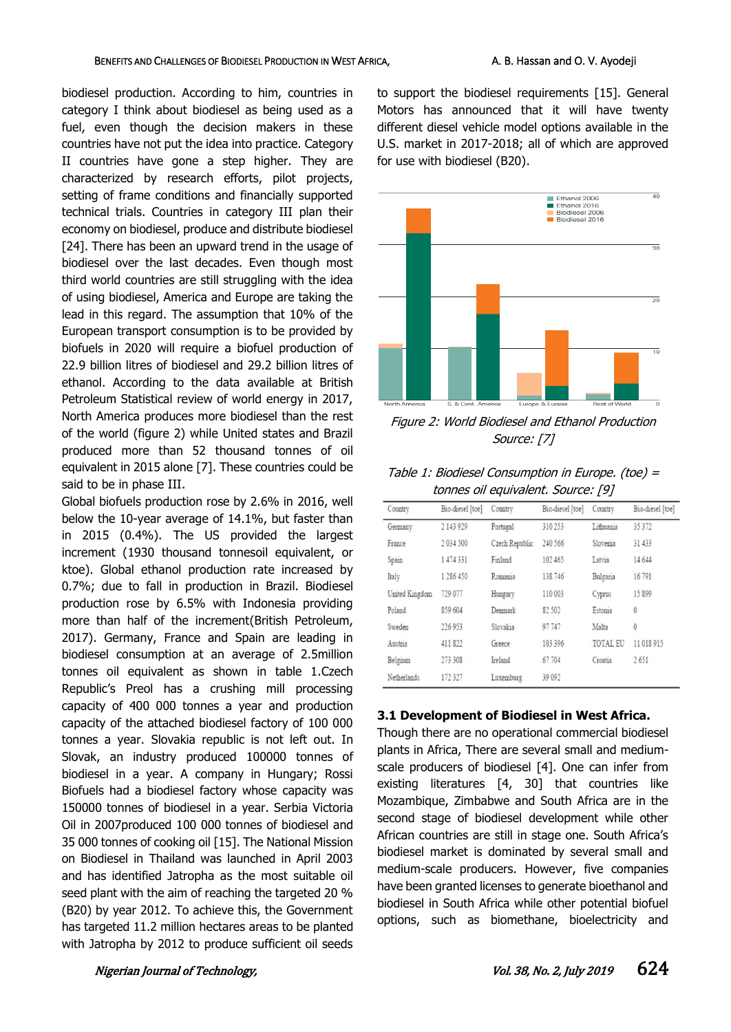biodiesel production. According to him, countries in category I think about biodiesel as being used as a fuel, even though the decision makers in these countries have not put the idea into practice. Category II countries have gone a step higher. They are characterized by research efforts, pilot projects, setting of frame conditions and financially supported technical trials. Countries in category III plan their economy on biodiesel, produce and distribute biodiesel [24]. There has been an upward trend in the usage of biodiesel over the last decades. Even though most third world countries are still struggling with the idea of using biodiesel, America and Europe are taking the lead in this regard. The assumption that 10% of the European transport consumption is to be provided by biofuels in 2020 will require a biofuel production of 22.9 billion litres of biodiesel and 29.2 billion litres of ethanol. According to the data available at British Petroleum Statistical review of world energy in 2017, North America produces more biodiesel than the rest of the world (figure 2) while United states and Brazil produced more than 52 thousand tonnes of oil equivalent in 2015 alone [7]. These countries could be said to be in phase III.

Global biofuels production rose by 2.6% in 2016, well below the 10-year average of 14.1%, but faster than in 2015 (0.4%). The US provided the largest increment (1930 thousand tonnesoil equivalent, or ktoe). Global ethanol production rate increased by 0.7%; due to fall in production in Brazil. Biodiesel production rose by 6.5% with Indonesia providing more than half of the increment(British Petroleum, 2017). Germany, France and Spain are leading in biodiesel consumption at an average of 2.5million tonnes oil equivalent as shown in table 1.Czech Republic's Preol has a crushing mill processing capacity of 400 000 tonnes a year and production capacity of the attached biodiesel factory of 100 000 tonnes a year. Slovakia republic is not left out. In Slovak, an industry produced 100000 tonnes of biodiesel in a year. A company in Hungary; Rossi Biofuels had a biodiesel factory whose capacity was 150000 tonnes of biodiesel in a year. Serbia Victoria Oil in 2007produced 100 000 tonnes of biodiesel and 35 000 tonnes of cooking oil [15]. The National Mission on Biodiesel in Thailand was launched in April 2003 and has identified Jatropha as the most suitable oil seed plant with the aim of reaching the targeted 20 % (B20) by year 2012. To achieve this, the Government has targeted 11.2 million hectares areas to be planted with Jatropha by 2012 to produce sufficient oil seeds to support the biodiesel requirements [15]. General Motors has announced that it will have twenty different diesel vehicle model options available in the U.S. market in 2017-2018; all of which are approved for use with biodiesel (B20).

*Figure 2: World Biodiesel and Ethanol Production Source: [7]*

*Table 1: Biodiesel Consumption in Europe. (toe) = tonnes oil equivalent. Source: [9]*

| Country | Bio-diesel [toe] | Country | Bio-diesel [toe] | Country | Bio-diesel [toe] |
|---|---|---|---|---|---|
| Germany | 2 143 929 | Portugal | 310 253 | Lithuania | 35 372 |
| France | 2 034 500 | Czech Republic | 240 566 | Slovenia | 31 433 |
| Spain | 1 474 331 | Finland | 102 465 | Latvia | 14 644 |
| Italy | 1 286 450 | Romania | 138 746 | Bulgaria | 16 791 |
| United Kingdom | 729 077 | Hungary | 110 003 | Cyprus | 15 899 |
| Poland | 859 604 | Denmark | 82 502 | Estonia | 0 |
| Sweden | 226 953 | Slovakia | 97 747 | Malta | 0 |
| Austria | 411 822 | Greece | 103 396 | TOTAL EU | 11 018 915 |
| Belgium | 273 308 | Ireland | 67 704 | Croatia | 2 651 |
| Netherlands | 172 327 | Luxemburg | 39 092 | | |

### 3.1 Development of Biodiesel in West Africa.

Though there are no operational commercial biodiesel plants in Africa, There are several small and medium-scale producers of biodiesel [4]. One can infer from existing literatures [4, 30] that countries like Mozambique, Zimbabwe and South Africa are in the second stage of biodiesel development while other African countries are still in stage one. South Africa's biodiesel market is dominated by several small and medium-scale producers. However, five companies have been granted licenses to generate bioethanol and biodiesel in South Africa while other potential biofuel options, such as biomethane, bioelectricity and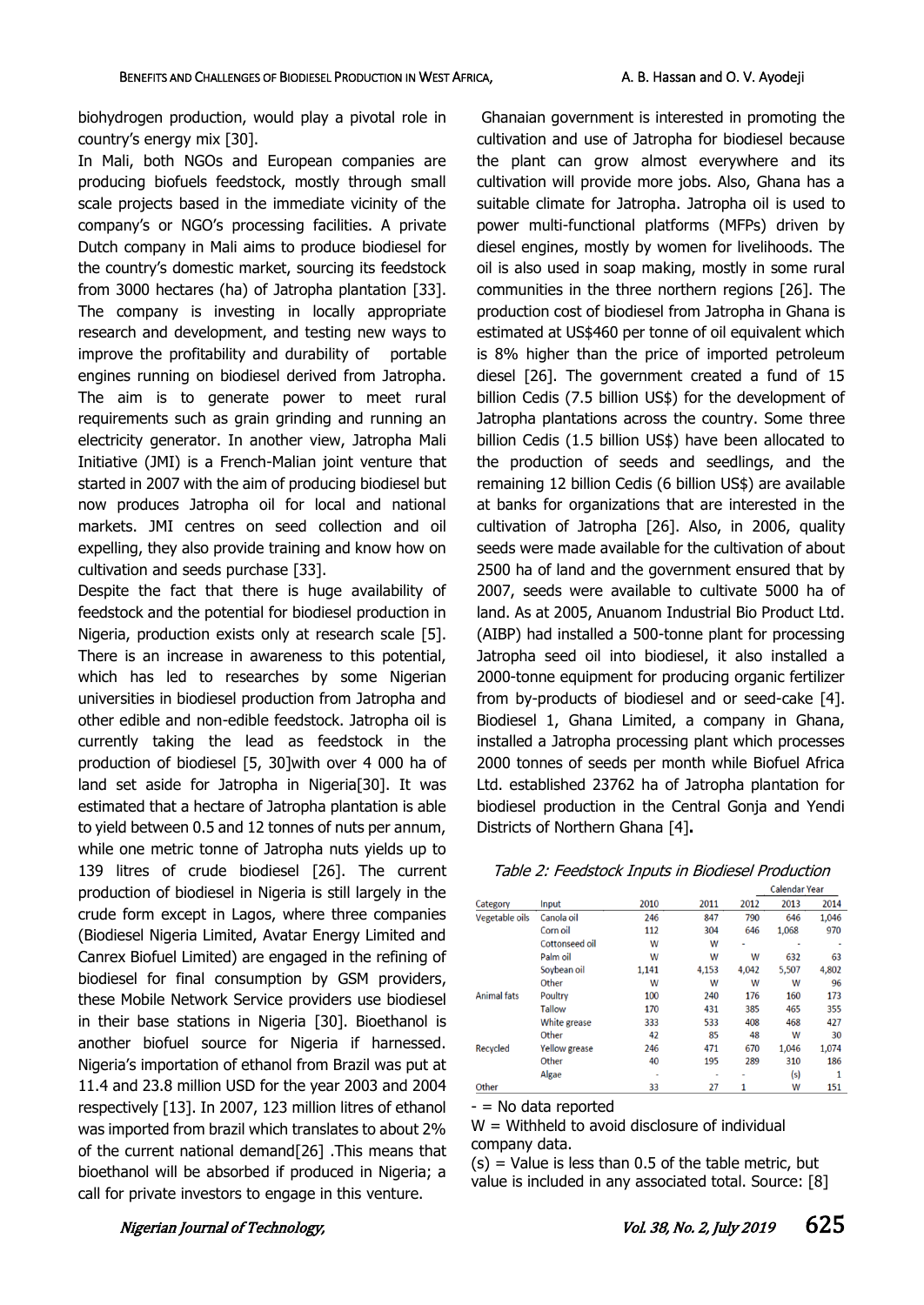biohydrogen production, would play a pivotal role in country's energy mix [30].

In Mali, both NGOs and European companies are producing biofuels feedstock, mostly through small scale projects based in the immediate vicinity of the company's or NGO's processing facilities. A private Dutch company in Mali aims to produce biodiesel for the country's domestic market, sourcing its feedstock from 3000 hectares (ha) of Jatropha plantation [33]. The company is investing in locally appropriate research and development, and testing new ways to improve the profitability and durability of portable engines running on biodiesel derived from Jatropha. The aim is to generate power to meet rural requirements such as grain grinding and running an electricity generator. In another view, Jatropha Mali Initiative (JMI) is a French-Malian joint venture that started in 2007 with the aim of producing biodiesel but now produces Jatropha oil for local and national markets. JMI centres on seed collection and oil expelling, they also provide training and know how on cultivation and seeds purchase [33].

Despite the fact that there is huge availability of feedstock and the potential for biodiesel production in Nigeria, production exists only at research scale [5]. There is an increase in awareness to this potential, which has led to researches by some Nigerian universities in biodiesel production from Jatropha and other edible and non-edible feedstock. Jatropha oil is currently taking the lead as feedstock in the production of biodiesel [5, 30]with over 4 000 ha of land set aside for Jatropha in Nigeria[30]. It was estimated that a hectare of Jatropha plantation is able to yield between 0.5 and 12 tonnes of nuts per annum, while one metric tonne of Jatropha nuts yields up to 139 litres of crude biodiesel [26]. The current production of biodiesel in Nigeria is still largely in the crude form except in Lagos, where three companies (Biodiesel Nigeria Limited, Avatar Energy Limited and Canrex Biofuel Limited) are engaged in the refining of biodiesel for final consumption by GSM providers, these Mobile Network Service providers use biodiesel in their base stations in Nigeria [30]. Bioethanol is another biofuel source for Nigeria if harnessed. Nigeria's importation of ethanol from Brazil was put at 11.4 and 23.8 million USD for the year 2003 and 2004 respectively [13]. In 2007, 123 million litres of ethanol was imported from brazil which translates to about 2% of the current national demand[26] .This means that bioethanol will be absorbed if produced in Nigeria; a call for private investors to engage in this venture.

Ghanaian government is interested in promoting the cultivation and use of Jatropha for biodiesel because the plant can grow almost everywhere and its cultivation will provide more jobs. Also, Ghana has a suitable climate for Jatropha. Jatropha oil is used to power multi-functional platforms (MFPs) driven by diesel engines, mostly by women for livelihoods. The oil is also used in soap making, mostly in some rural communities in the three northern regions [26]. The production cost of biodiesel from Jatropha in Ghana is estimated at US$460 per tonne of oil equivalent which is 8% higher than the price of imported petroleum diesel [26]. The government created a fund of 15 billion Cedis (7.5 billion US$) for the development of Jatropha plantations across the country. Some three billion Cedis (1.5 billion US$) have been allocated to the production of seeds and seedlings, and the remaining 12 billion Cedis (6 billion US$) are available at banks for organizations that are interested in the cultivation of Jatropha [26]. Also, in 2006, quality seeds were made available for the cultivation of about 2500 ha of land and the government ensured that by 2007, seeds were available to cultivate 5000 ha of land. As at 2005, Anuanom Industrial Bio Product Ltd. (AIBP) had installed a 500-tonne plant for processing Jatropha seed oil into biodiesel, it also installed a 2000-tonne equipment for producing organic fertilizer from by-products of biodiesel and or seed-cake [4]. Biodiesel 1, Ghana Limited, a company in Ghana, installed a Jatropha processing plant which processes 2000 tonnes of seeds per month while Biofuel Africa Ltd. established 23762 ha of Jatropha plantation for biodiesel production in the Central Gonja and Yendi Districts of Northern Ghana [4]**.**

*Table 2: Feedstock Inputs in Biodiesel Production*

| | | Calendar Year | | | | |
|---|---|---|---|---|---|---|
| Category | Input | 2010 | 2011 | 2012 | 2013 | 2014 |
| Vegetable oils | Canola oil | 246 | 847 | 790 | 646 | 1,046 |
| | Corn oil | 112 | 304 | 646 | 1,068 | 970 |
| | Cottonseed oil | W | W | - | - | - |
| | Palm oil | W | W | W | 632 | 63 |
| | Soybean oil | 1,141 | 4,153 | 4,042 | 5,507 | 4,802 |
| | Other | W | W | W | W | 96 |
| Animal fats | Poultry | 100 | 240 | 176 | 160 | 173 |
| | Tallow | 170 | 431 | 385 | 465 | 355 |
| | White grease | 333 | 533 | 408 | 468 | 427 |
| | Other | 42 | 85 | 48 | W | 30 |
| Recycled | Yellow grease | 246 | 471 | 670 | 1,046 | 1,074 |
| | Other | 40 | 195 | 289 | 310 | 186 |
| | Algae | - | - | - | (s) | 1 |
| Other | | 33 | 27 | 1 | W | 151 |

\- = No data reported

W = Withheld to avoid disclosure of individual company data.

(s) = Value is less than 0.5 of the table metric, but value is included in any associated total. Source: [8]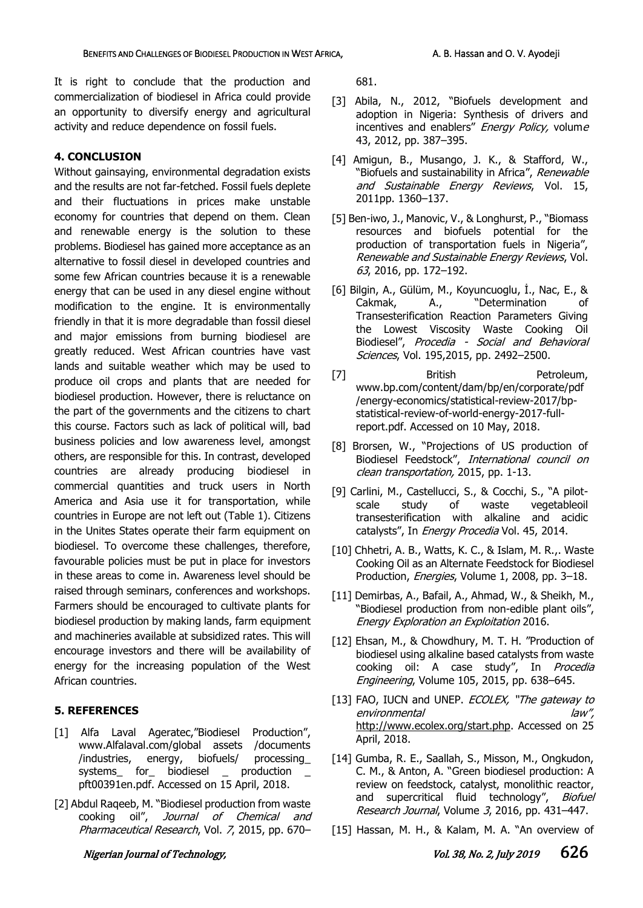It is right to conclude that the production and commercialization of biodiesel in Africa could provide an opportunity to diversify energy and agricultural activity and reduce dependence on fossil fuels.

## 4. CONCLUSION

Without gainsaying, environmental degradation exists and the results are not far-fetched. Fossil fuels deplete and their fluctuations in prices make unstable economy for countries that depend on them. Clean and renewable energy is the solution to these problems. Biodiesel has gained more acceptance as an alternative to fossil diesel in developed countries and some few African countries because it is a renewable energy that can be used in any diesel engine without modification to the engine. It is environmentally friendly in that it is more degradable than fossil diesel and major emissions from burning biodiesel are greatly reduced. West African countries have vast lands and suitable weather which may be used to produce oil crops and plants that are needed for biodiesel production. However, there is reluctance on the part of the governments and the citizens to chart this course. Factors such as lack of political will, bad business policies and low awareness level, amongst others, are responsible for this. In contrast, developed countries are already producing biodiesel in commercial quantities and truck users in North America and Asia use it for transportation, while countries in Europe are not left out (Table 1). Citizens in the Unites States operate their farm equipment on biodiesel. To overcome these challenges, therefore, favourable policies must be put in place for investors in these areas to come in. Awareness level should be raised through seminars, conferences and workshops. Farmers should be encouraged to cultivate plants for biodiesel production by making lands, farm equipment and machineries available at subsidized rates. This will encourage investors and there will be availability of energy for the increasing population of the West African countries.

## 5. REFERENCES

[1] Alfa Laval Ageratec,"Biodiesel Production", www.Alfalaval.com/global assets /documents /industries, energy, biofuels/ processing_ systems_ for_ biodiesel _ production _ pft00391en.pdf. Accessed on 15 April, 2018.

[2] Abdul Raqeeb, M. "Biodiesel production from waste cooking oil", *Journal of Chemical and Pharmaceutical Research*, Vol. *7*, 2015, pp. 670–681.

[3] Abila, N., 2012, "Biofuels development and adoption in Nigeria: Synthesis of drivers and incentives and enablers" *Energy Policy,* volume 43, 2012, pp. 387–395.

[4] Amigun, B., Musango, J. K., & Stafford, W., "Biofuels and sustainability in Africa", *Renewable and Sustainable Energy Reviews*, Vol. 15, 2011pp. 1360–137.

[5] Ben-iwo, J., Manovic, V., & Longhurst, P., "Biomass resources and biofuels potential for the production of transportation fuels in Nigeria", *Renewable and Sustainable Energy Reviews*, Vol. *63*, 2016, pp. 172–192.

[6] Bilgin, A., Gülüm, M., Koyuncuoglu, İ., Nac, E., & Cakmak, A., "Determination of Transesterification Reaction Parameters Giving the Lowest Viscosity Waste Cooking Oil Biodiesel", *Procedia - Social and Behavioral Sciences*, Vol. 195,2015, pp. 2492–2500.

[7] British Petroleum, www.bp.com/content/dam/bp/en/corporate/pdf /energy-economics/statistical-review-2017/bp-statistical-review-of-world-energy-2017-full-report.pdf. Accessed on 10 May, 2018.

[8] Brorsen, W., "Projections of US production of Biodiesel Feedstock", *International council on clean transportation,* 2015, pp. 1-13.

[9] Carlini, M., Castellucci, S., & Cocchi, S., "A pilot-scale study of waste vegetableoil transesterification with alkaline and acidic catalysts", In *Energy Procedia* Vol. 45, 2014.

[10] Chhetri, A. B., Watts, K. C., & Islam, M. R.,. Waste Cooking Oil as an Alternate Feedstock for Biodiesel Production, *Energies*, Volume 1, 2008, pp. 3–18.

[11] Demirbas, A., Bafail, A., Ahmad, W., & Sheikh, M., "Biodiesel production from non-edible plant oils", *Energy Exploration an Exploitation* 2016.

[12] Ehsan, M., & Chowdhury, M. T. H. "Production of biodiesel using alkaline based catalysts from waste cooking oil: A case study", In *Procedia Engineering*, Volume 105, 2015, pp. 638–645.

[13] FAO, IUCN and UNEP. *ECOLEX, "The gateway to environmental law"*, http://www.ecolex.org/start.php. Accessed on 25 April, 2018.

[14] Gumba, R. E., Saallah, S., Misson, M., Ongkudon, C. M., & Anton, A. "Green biodiesel production: A review on feedstock, catalyst, monolithic reactor, and supercritical fluid technology", *Biofuel Research Journal*, Volume *3*, 2016, pp. 431–447.

[15] Hassan, M. H., & Kalam, M. A. "An overview of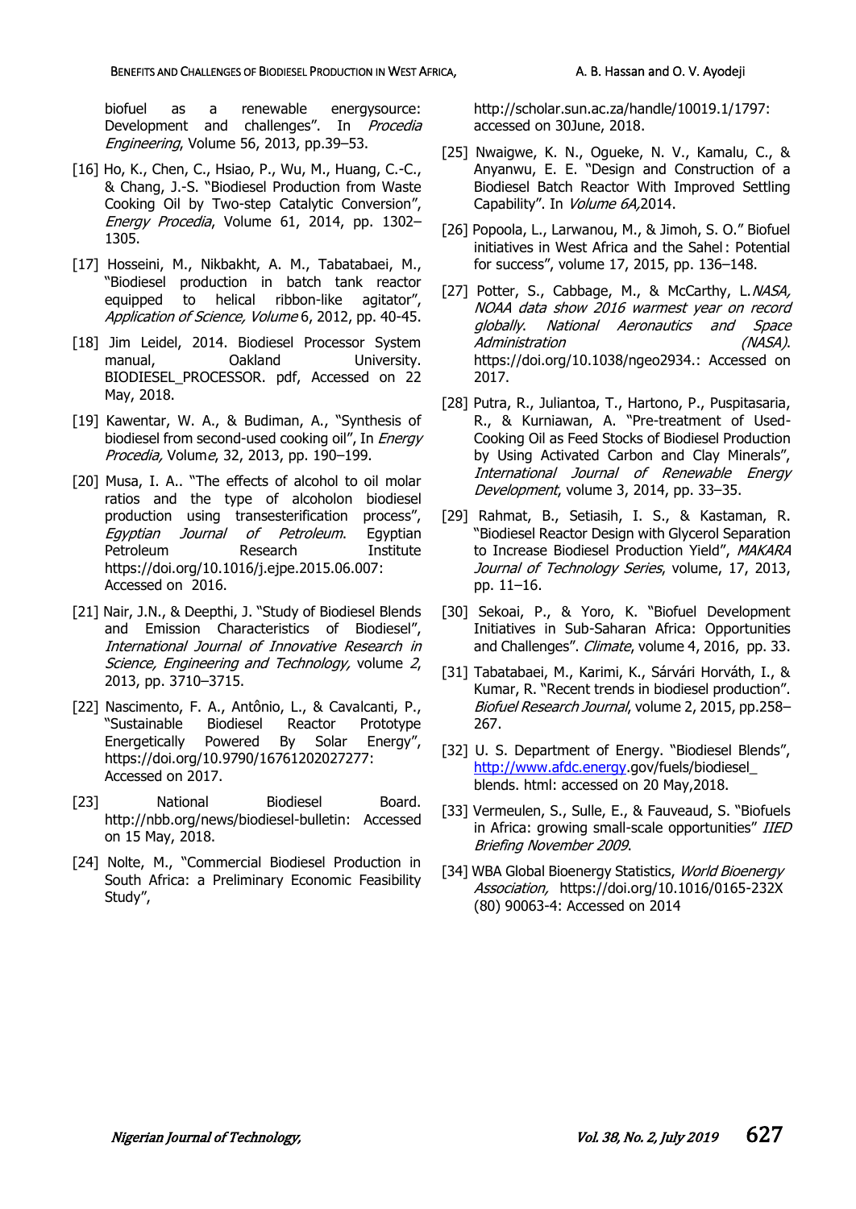biofuel as a renewable energysource: Development and challenges". In *Procedia Engineering*, Volume 56, 2013, pp.39–53.

[16] Ho, K., Chen, C., Hsiao, P., Wu, M., Huang, C.-C., & Chang, J.-S. "Biodiesel Production from Waste Cooking Oil by Two-step Catalytic Conversion", *Energy Procedia*, Volume 61, 2014, pp. 1302–1305.

[17] Hosseini, M., Nikbakht, A. M., Tabatabaei, M., "Biodiesel production in batch tank reactor equipped to helical ribbon-like agitator", *Application of Science, Volume* 6, 2012, pp. 40-45.

[18] Jim Leidel, 2014. Biodiesel Processor System manual, Oakland University. BIODIESEL_PROCESSOR. pdf, Accessed on 22 May, 2018.

[19] Kawentar, W. A., & Budiman, A., "Synthesis of biodiesel from second-used cooking oil", In *Energy Procedia,* Volum*e*, 32, 2013, pp. 190–199.

[20] Musa, I. A.. "The effects of alcohol to oil molar ratios and the type of alcoholon biodiesel production using transesterification process", *Egyptian Journal of Petroleum*. Egyptian Petroleum Research Institute https://doi.org/10.1016/j.ejpe.2015.06.007: Accessed on 2016.

[21] Nair, J.N., & Deepthi, J. "Study of Biodiesel Blends and Emission Characteristics of Biodiesel", *International Journal of Innovative Research in Science, Engineering and Technology,* volume *2*, 2013, pp. 3710–3715.

[22] Nascimento, F. A., Antônio, L., & Cavalcanti, P., "Sustainable Biodiesel Reactor Prototype Energetically Powered By Solar Energy", https://doi.org/10.9790/16761202027277: Accessed on 2017.

[23] National Biodiesel Board. http://nbb.org/news/biodiesel-bulletin: Accessed on 15 May, 2018.

[24] Nolte, M., "Commercial Biodiesel Production in South Africa: a Preliminary Economic Feasibility Study", http://scholar.sun.ac.za/handle/10019.1/1797: accessed on 30June, 2018.

[25] Nwaigwe, K. N., Ogueke, N. V., Kamalu, C., & Anyanwu, E. E. "Design and Construction of a Biodiesel Batch Reactor With Improved Settling Capability". In *Volume 6A,*2014.

[26] Popoola, L., Larwanou, M., & Jimoh, S. O." Biofuel initiatives in West Africa and the Sahel : Potential for success", volume 17, 2015, pp. 136–148.

[27] Potter, S., Cabbage, M., & McCarthy, L.*NASA, NOAA data show 2016 warmest year on record globally*. *National Aeronautics and Space Administration (NASA).* https://doi.org/10.1038/ngeo2934.: Accessed on 2017.

[28] Putra, R., Juliantoa, T., Hartono, P., Puspitasaria, R., & Kurniawan, A. "Pre-treatment of Used-Cooking Oil as Feed Stocks of Biodiesel Production by Using Activated Carbon and Clay Minerals", *International Journal of Renewable Energy Development*, volume 3, 2014, pp. 33–35.

[29] Rahmat, B., Setiasih, I. S., & Kastaman, R. "Biodiesel Reactor Design with Glycerol Separation to Increase Biodiesel Production Yield", *MAKARA Journal of Technology Series*, volume, 17, 2013, pp. 11–16.

[30] Sekoai, P., & Yoro, K. "Biofuel Development Initiatives in Sub-Saharan Africa: Opportunities and Challenges". *Climate*, volume 4, 2016, pp. 33.

[31] Tabatabaei, M., Karimi, K., Sárvári Horváth, I., & Kumar, R. "Recent trends in biodiesel production". *Biofuel Research Journal*, volume 2, 2015, pp.258–267.

[32] U. S. Department of Energy. "Biodiesel Blends", http://www.afdc.energy.gov/fuels/biodiesel_ blends. html: accessed on 20 May,2018.

[33] Vermeulen, S., Sulle, E., & Fauveaud, S. "Biofuels in Africa: growing small-scale opportunities" *IIED Briefing November 2009*.

[34] WBA Global Bioenergy Statistics, *World Bioenergy Association,* https://doi.org/10.1016/0165-232X (80) 90063-4: Accessed on 2014